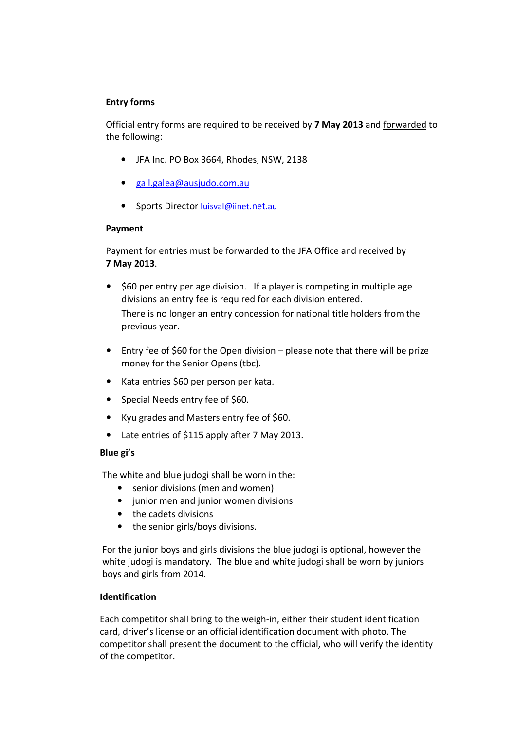**Entry forms**

Official entry forms are required to be received by **7 May 2013** and forwarded to the following:

- JFA Inc. PO Box 3664, Rhodes, NSW, 2138
- gail.galea@ausjudo.com.au
- Sports Director luisval@iinet.net.au

**Payment**

Payment for entries must be forwarded to the JFA Office and received by **7 May 2013**.

- $60 per entry per age division. If a player is competing in multiple age divisions an entry fee is required for each division entered.
  There is no longer an entry concession for national title holders from the previous year.
- Entry fee of $60 for the Open division – please note that there will be prize money for the Senior Opens (tbc).
- Kata entries $60 per person per kata.
- Special Needs entry fee of $60.
- Kyu grades and Masters entry fee of $60.
- Late entries of $115 apply after 7 May 2013.

**Blue gi's**

The white and blue judogi shall be worn in the:

- senior divisions (men and women)
- junior men and junior women divisions
- the cadets divisions
- the senior girls/boys divisions.

For the junior boys and girls divisions the blue judogi is optional, however the white judogi is mandatory. The blue and white judogi shall be worn by juniors boys and girls from 2014.

**Identification**

Each competitor shall bring to the weigh-in, either their student identification card, driver's license or an official identification document with photo. The competitor shall present the document to the official, who will verify the identity of the competitor.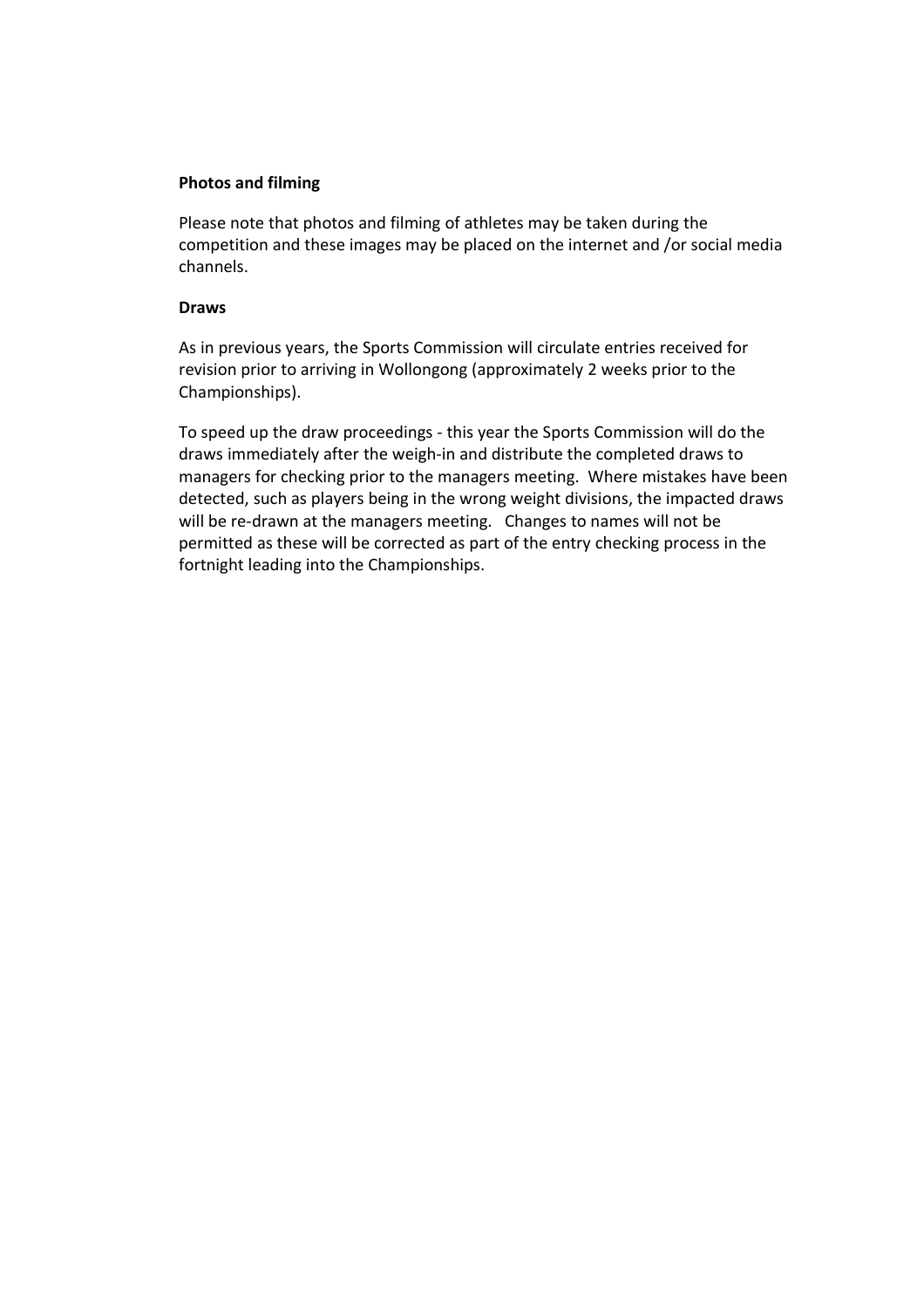**Photos and filming**

Please note that photos and filming of athletes may be taken during the competition and these images may be placed on the internet and /or social media channels.

**Draws**

As in previous years, the Sports Commission will circulate entries received for revision prior to arriving in Wollongong (approximately 2 weeks prior to the Championships).

To speed up the draw proceedings - this year the Sports Commission will do the draws immediately after the weigh-in and distribute the completed draws to managers for checking prior to the managers meeting. Where mistakes have been detected, such as players being in the wrong weight divisions, the impacted draws will be re-drawn at the managers meeting. Changes to names will not be permitted as these will be corrected as part of the entry checking process in the fortnight leading into the Championships.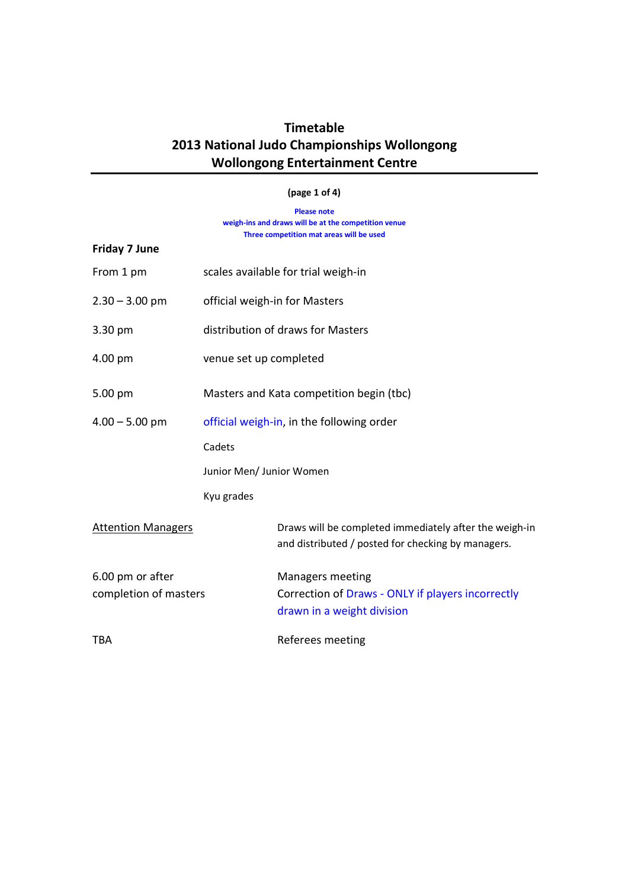# Timetable
# 2013 National Judo Championships Wollongong
# Wollongong Entertainment Centre

**(page 1 of 4)**

**Please note**
**weigh-ins and draws will be at the competition venue**
**Three competition mat areas will be used**

**Friday 7 June**

| | |
|---|---|
| From 1 pm | scales available for trial weigh-in |
| 2.30 – 3.00 pm | official weigh-in for Masters |
| 3.30 pm | distribution of draws for Masters |
| 4.00 pm | venue set up completed |
| 5.00 pm | Masters and Kata competition begin (tbc) |
| 4.00 – 5.00 pm | official weigh-in, in the following order |
| | Cadets |
| | Junior Men/ Junior Women |
| | Kyu grades |

<u>Attention Managers</u> — Draws will be completed immediately after the weigh-in and distributed / posted for checking by managers.

6.00 pm or after completion of masters — Managers meeting
Correction of Draws - ONLY if players incorrectly drawn in a weight division

TBA — Referees meeting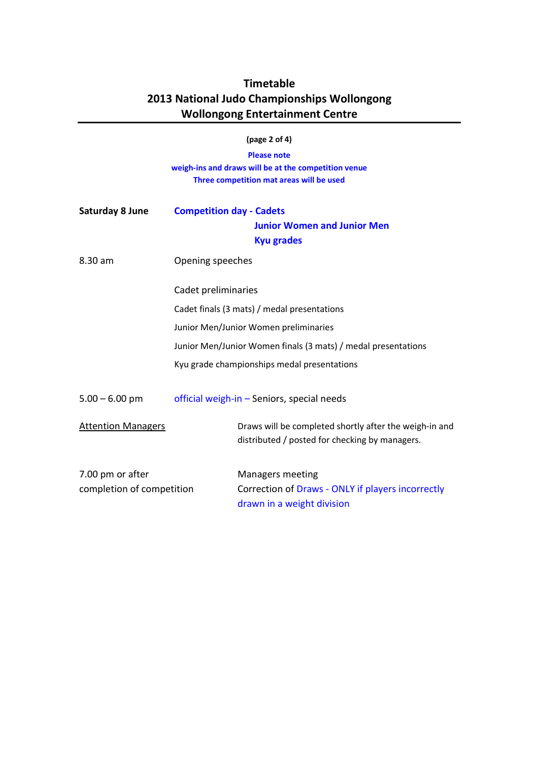# Timetable
# 2013 National Judo Championships Wollongong
# Wollongong Entertainment Centre

**(page 2 of 4)**

**Please note**
**weigh-ins and draws will be at the competition venue**
**Three competition mat areas will be used**

**Saturday 8 June** — **Competition day - Cadets**
**Junior Women and Junior Men**
**Kyu grades**

| | |
|---|---|
| 8.30 am | Opening speeches |
| | Cadet preliminaries |
| | Cadet finals (3 mats) / medal presentations |
| | Junior Men/Junior Women preliminaries |
| | Junior Men/Junior Women finals (3 mats) / medal presentations |
| | Kyu grade championships medal presentations |
| 5.00 – 6.00 pm | official weigh-in – Seniors, special needs |

<u>Attention Managers</u> — Draws will be completed shortly after the weigh-in and distributed / posted for checking by managers.

| | |
|---|---|
| 7.00 pm or after completion of competition | Managers meeting<br>Correction of Draws - ONLY if players incorrectly drawn in a weight division |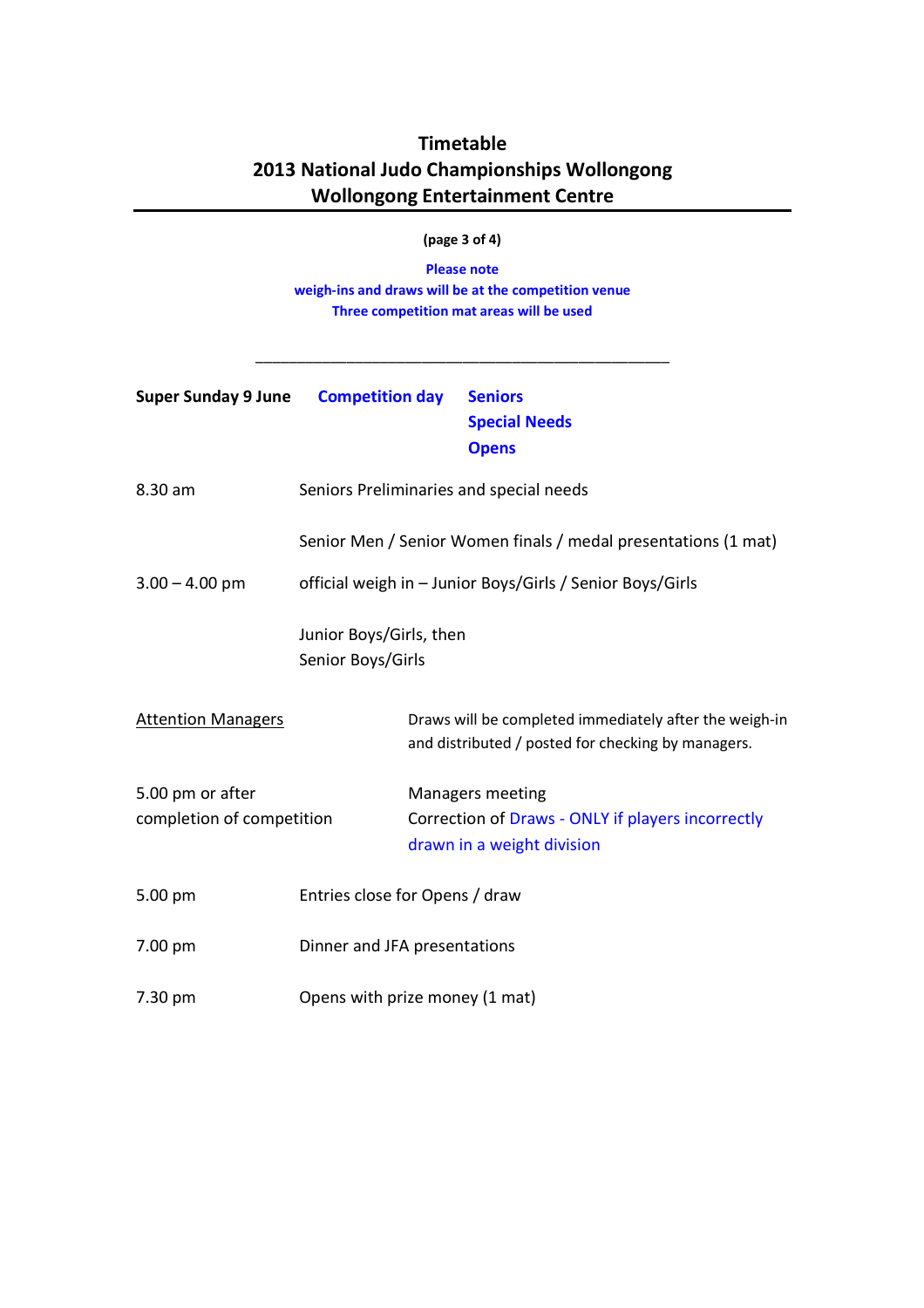# Timetable
# 2013 National Judo Championships Wollongong
# Wollongong Entertainment Centre

**Please note**
**weigh-ins and draws will be at the competition venue**
**Three competition mat areas will be used**

---

**Super Sunday 9 June** **Competition day** **Seniors**
**Special Needs**
**Opens**

8.30 am Seniors Preliminaries and special needs

Senior Men / Senior Women finals / medal presentations (1 mat)

3.00 – 4.00 pm official weigh in – Junior Boys/Girls / Senior Boys/Girls

Junior Boys/Girls, then
Senior Boys/Girls

Attention Managers Draws will be completed immediately after the weigh-in and distributed / posted for checking by managers.

5.00 pm or after completion of competition Managers meeting
Correction of Draws - ONLY if players incorrectly drawn in a weight division

5.00 pm Entries close for Opens / draw

7.00 pm Dinner and JFA presentations

7.30 pm Opens with prize money (1 mat)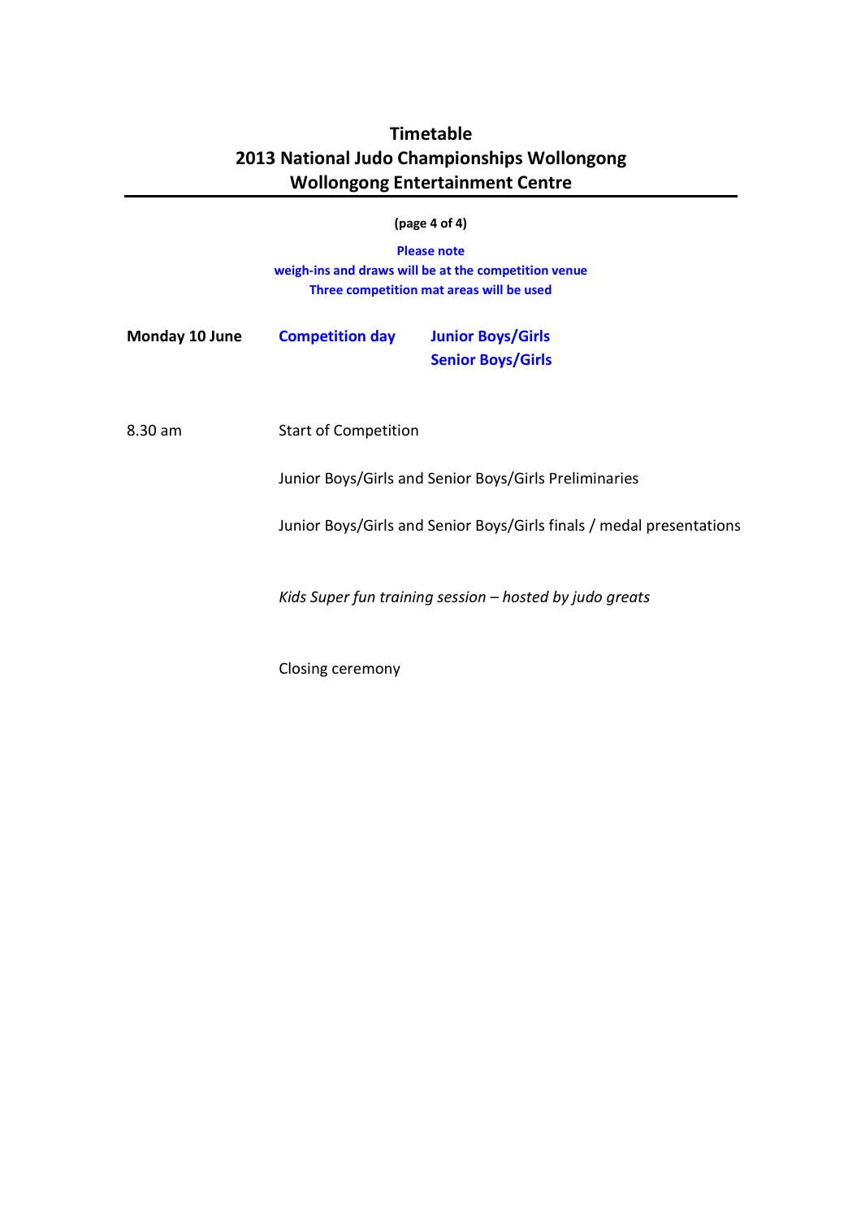# Timetable
# 2013 National Judo Championships Wollongong
# Wollongong Entertainment Centre

**(page 4 of 4)**

**Please note**
**weigh-ins and draws will be at the competition venue**
**Three competition mat areas will be used**

| **Monday 10 June** | **Competition day** | **Junior Boys/Girls**<br>**Senior Boys/Girls** |
|---|---|---|

| | |
|---|---|
| 8.30 am | Start of Competition |
| | Junior Boys/Girls and Senior Boys/Girls Preliminaries |
| | Junior Boys/Girls and Senior Boys/Girls finals / medal presentations |
| | *Kids Super fun training session – hosted by judo greats* |
| | Closing ceremony |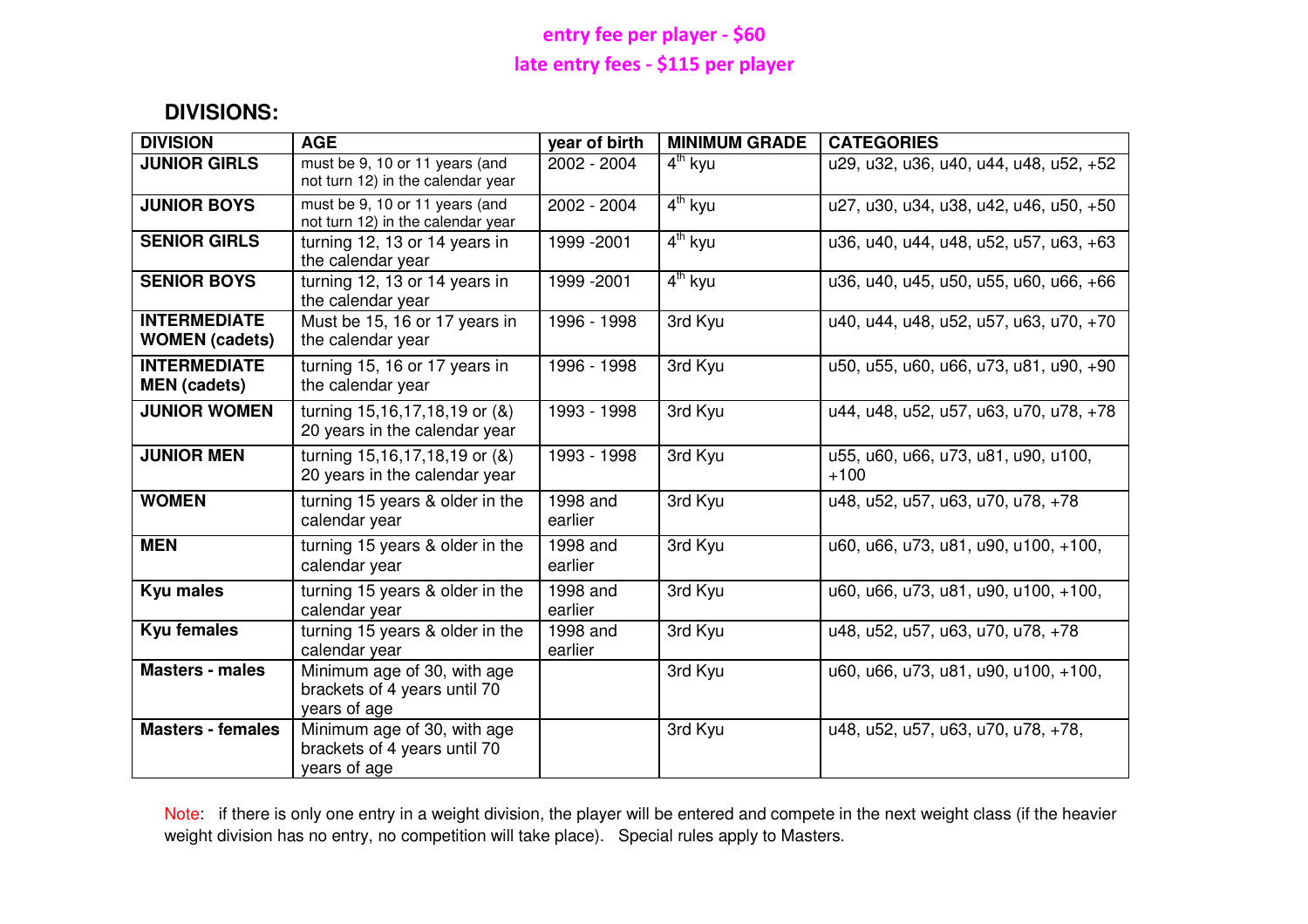**entry fee per player - $60**

**late entry fees - $115 per player**

## DIVISIONS:

| DIVISION | AGE | year of birth | MINIMUM GRADE | CATEGORIES |
|---|---|---|---|---|
| **JUNIOR GIRLS** | must be 9, 10 or 11 years (and not turn 12) in the calendar year | 2002 - 2004 | $4^{th}$ kyu | u29, u32, u36, u40, u44, u48, u52, +52 |
| **JUNIOR BOYS** | must be 9, 10 or 11 years (and not turn 12) in the calendar year | 2002 - 2004 | $4^{th}$ kyu | u27, u30, u34, u38, u42, u46, u50, +50 |
| **SENIOR GIRLS** | turning 12, 13 or 14 years in the calendar year | 1999 -2001 | $4^{th}$ kyu | u36, u40, u44, u48, u52, u57, u63, +63 |
| **SENIOR BOYS** | turning 12, 13 or 14 years in the calendar year | 1999 -2001 | $4^{th}$ kyu | u36, u40, u45, u50, u55, u60, u66, +66 |
| **INTERMEDIATE WOMEN (cadets)** | Must be 15, 16 or 17 years in the calendar year | 1996 - 1998 | 3rd Kyu | u40, u44, u48, u52, u57, u63, u70, +70 |
| **INTERMEDIATE MEN (cadets)** | turning 15, 16 or 17 years in the calendar year | 1996 - 1998 | 3rd Kyu | u50, u55, u60, u66, u73, u81, u90, +90 |
| **JUNIOR WOMEN** | turning 15,16,17,18,19 or (&) 20 years in the calendar year | 1993 - 1998 | 3rd Kyu | u44, u48, u52, u57, u63, u70, u78, +78 |
| **JUNIOR MEN** | turning 15,16,17,18,19 or (&) 20 years in the calendar year | 1993 - 1998 | 3rd Kyu | u55, u60, u66, u73, u81, u90, u100, +100 |
| **WOMEN** | turning 15 years & older in the calendar year | 1998 and earlier | 3rd Kyu | u48, u52, u57, u63, u70, u78, +78 |
| **MEN** | turning 15 years & older in the calendar year | 1998 and earlier | 3rd Kyu | u60, u66, u73, u81, u90, u100, +100, |
| **Kyu males** | turning 15 years & older in the calendar year | 1998 and earlier | 3rd Kyu | u60, u66, u73, u81, u90, u100, +100, |
| **Kyu females** | turning 15 years & older in the calendar year | 1998 and earlier | 3rd Kyu | u48, u52, u57, u63, u70, u78, +78 |
| **Masters - males** | Minimum age of 30, with age brackets of 4 years until 70 years of age | | 3rd Kyu | u60, u66, u73, u81, u90, u100, +100, |
| **Masters - females** | Minimum age of 30, with age brackets of 4 years until 70 years of age | | 3rd Kyu | u48, u52, u57, u63, u70, u78, +78, |

Note: if there is only one entry in a weight division, the player will be entered and compete in the next weight class (if the heavier weight division has no entry, no competition will take place). Special rules apply to Masters.